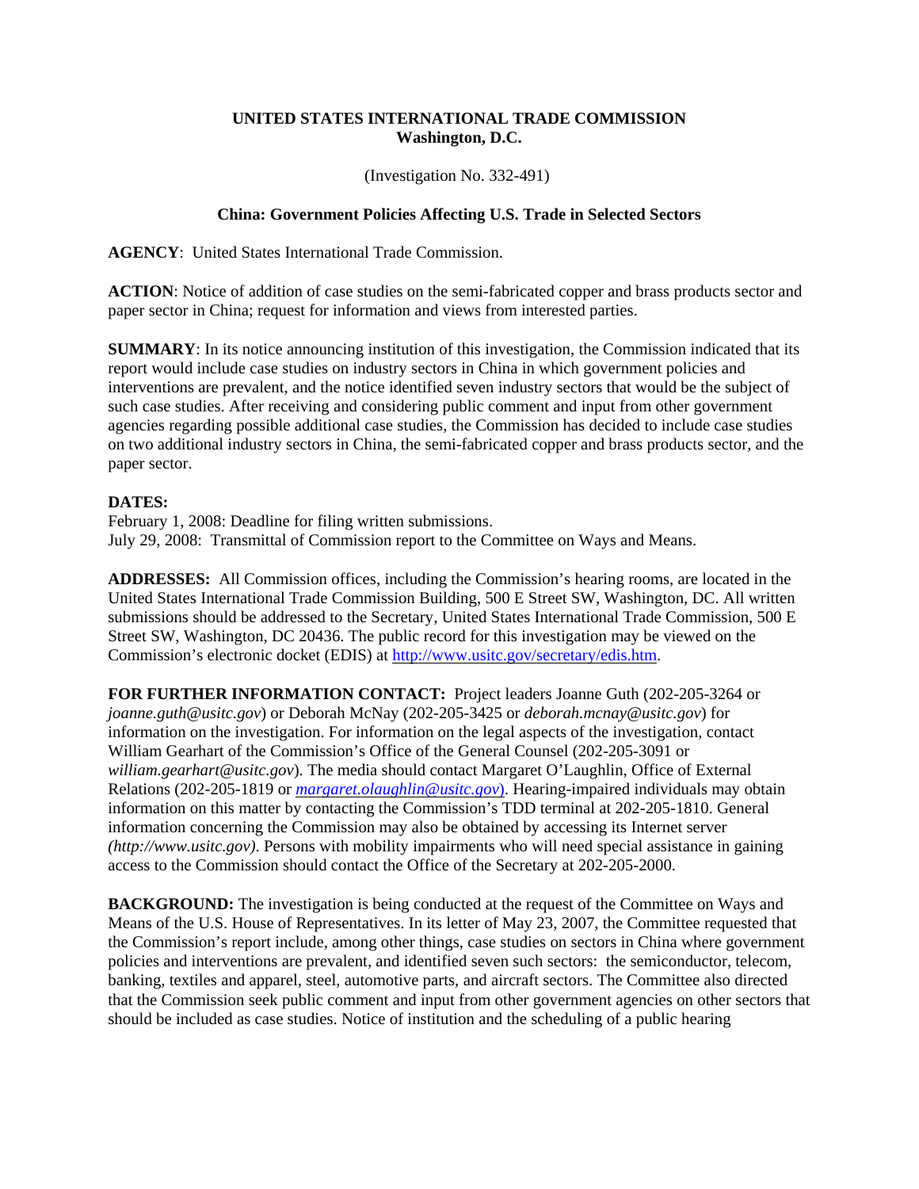**UNITED STATES INTERNATIONAL TRADE COMMISSION**
**Washington, D.C.**

(Investigation No. 332-491)

**China: Government Policies Affecting U.S. Trade in Selected Sectors**

**AGENCY**: United States International Trade Commission.

**ACTION**: Notice of addition of case studies on the semi-fabricated copper and brass products sector and paper sector in China; request for information and views from interested parties.

**SUMMARY**: In its notice announcing institution of this investigation, the Commission indicated that its report would include case studies on industry sectors in China in which government policies and interventions are prevalent, and the notice identified seven industry sectors that would be the subject of such case studies. After receiving and considering public comment and input from other government agencies regarding possible additional case studies, the Commission has decided to include case studies on two additional industry sectors in China, the semi-fabricated copper and brass products sector, and the paper sector.

**DATES:**
February 1, 2008: Deadline for filing written submissions.
July 29, 2008: Transmittal of Commission report to the Committee on Ways and Means.

**ADDRESSES:** All Commission offices, including the Commission's hearing rooms, are located in the United States International Trade Commission Building, 500 E Street SW, Washington, DC. All written submissions should be addressed to the Secretary, United States International Trade Commission, 500 E Street SW, Washington, DC 20436. The public record for this investigation may be viewed on the Commission's electronic docket (EDIS) at http://www.usitc.gov/secretary/edis.htm.

**FOR FURTHER INFORMATION CONTACT:** Project leaders Joanne Guth (202-205-3264 or *joanne.guth@usitc.gov*) or Deborah McNay (202-205-3425 or *deborah.mcnay@usitc.gov*) for information on the investigation. For information on the legal aspects of the investigation, contact William Gearhart of the Commission's Office of the General Counsel (202-205-3091 or *william.gearhart@usitc.gov*). The media should contact Margaret O'Laughlin, Office of External Relations (202-205-1819 or *margaret.olaughlin@usitc.gov*). Hearing-impaired individuals may obtain information on this matter by contacting the Commission's TDD terminal at 202-205-1810. General information concerning the Commission may also be obtained by accessing its Internet server *(http://www.usitc.gov)*. Persons with mobility impairments who will need special assistance in gaining access to the Commission should contact the Office of the Secretary at 202-205-2000.

**BACKGROUND:** The investigation is being conducted at the request of the Committee on Ways and Means of the U.S. House of Representatives. In its letter of May 23, 2007, the Committee requested that the Commission's report include, among other things, case studies on sectors in China where government policies and interventions are prevalent, and identified seven such sectors: the semiconductor, telecom, banking, textiles and apparel, steel, automotive parts, and aircraft sectors. The Committee also directed that the Commission seek public comment and input from other government agencies on other sectors that should be included as case studies. Notice of institution and the scheduling of a public hearing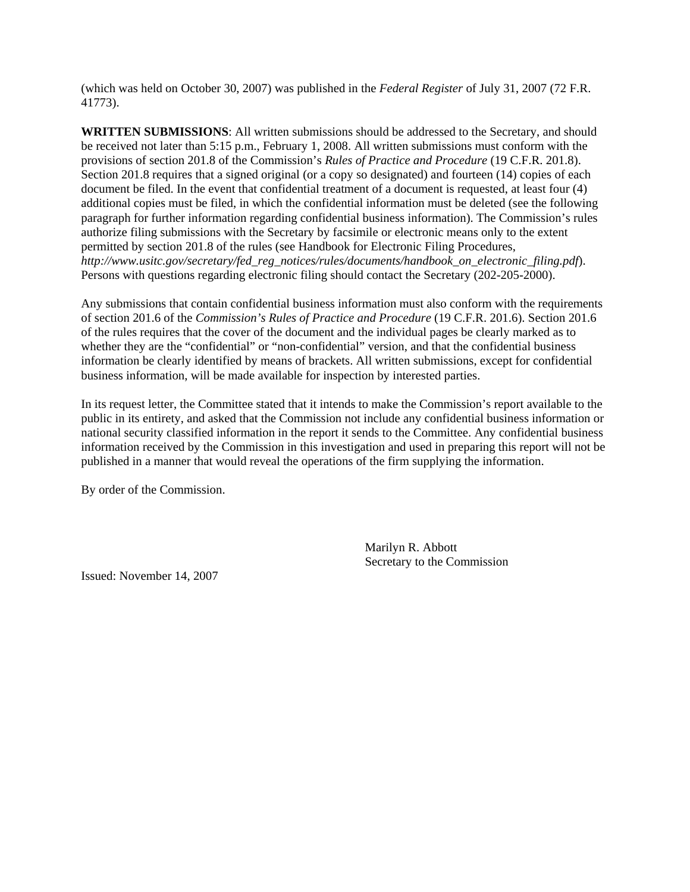(which was held on October 30, 2007) was published in the *Federal Register* of July 31, 2007 (72 F.R. 41773).

**WRITTEN SUBMISSIONS**: All written submissions should be addressed to the Secretary, and should be received not later than 5:15 p.m., February 1, 2008. All written submissions must conform with the provisions of section 201.8 of the Commission's *Rules of Practice and Procedure* (19 C.F.R. 201.8). Section 201.8 requires that a signed original (or a copy so designated) and fourteen (14) copies of each document be filed. In the event that confidential treatment of a document is requested, at least four (4) additional copies must be filed, in which the confidential information must be deleted (see the following paragraph for further information regarding confidential business information). The Commission's rules authorize filing submissions with the Secretary by facsimile or electronic means only to the extent permitted by section 201.8 of the rules (see Handbook for Electronic Filing Procedures, *http://www.usitc.gov/secretary/fed_reg_notices/rules/documents/handbook_on_electronic_filing.pdf*). Persons with questions regarding electronic filing should contact the Secretary (202-205-2000).

Any submissions that contain confidential business information must also conform with the requirements of section 201.6 of the *Commission's Rules of Practice and Procedure* (19 C.F.R. 201.6). Section 201.6 of the rules requires that the cover of the document and the individual pages be clearly marked as to whether they are the "confidential" or "non-confidential" version, and that the confidential business information be clearly identified by means of brackets. All written submissions, except for confidential business information, will be made available for inspection by interested parties.

In its request letter, the Committee stated that it intends to make the Commission's report available to the public in its entirety, and asked that the Commission not include any confidential business information or national security classified information in the report it sends to the Committee. Any confidential business information received by the Commission in this investigation and used in preparing this report will not be published in a manner that would reveal the operations of the firm supplying the information.

By order of the Commission.

Marilyn R. Abbott
Secretary to the Commission

Issued: November 14, 2007